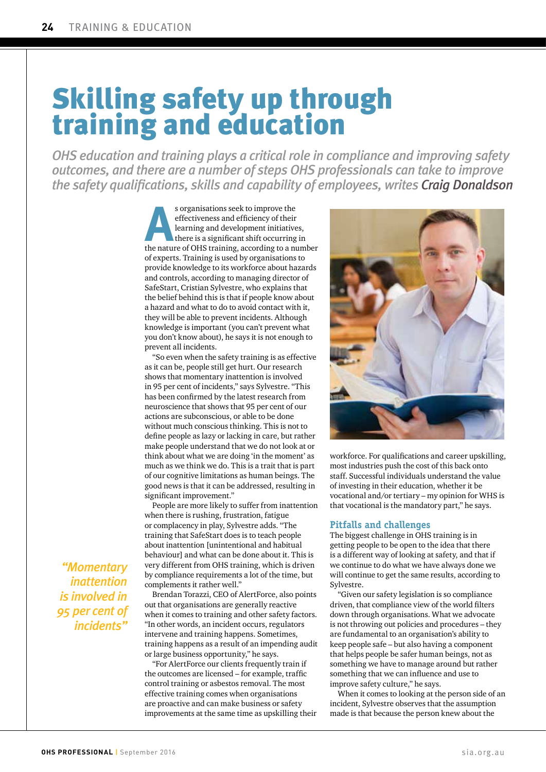# Skilling safety up through training and education

*OHS education and training plays a critical role in compliance and improving safety outcomes, and there are a number of steps OHS professionals can take to improve the safety qualifications, skills and capability of employees, writes **Craig Donaldson***

As organisations seek to improve the effectiveness and efficiency of their learning and development initiatives, there is a significant shift occurring in the nature of OHS training, according to a number of experts. Training is used by organisations to provide knowledge to its workforce about hazards and controls, according to managing director of SafeStart, Cristian Sylvestre, who explains that the belief behind this is that if people know about a hazard and what to do to avoid contact with it, they will be able to prevent incidents. Although knowledge is important (you can't prevent what you don't know about), he says it is not enough to prevent all incidents.

"So even when the safety training is as effective as it can be, people still get hurt. Our research shows that momentary inattention is involved in 95 per cent of incidents," says Sylvestre. "This has been confirmed by the latest research from neuroscience that shows that 95 per cent of our actions are subconscious, or able to be done without much conscious thinking. This is not to define people as lazy or lacking in care, but rather make people understand that we do not look at or think about what we are doing 'in the moment' as much as we think we do. This is a trait that is part of our cognitive limitations as human beings. The good news is that it can be addressed, resulting in significant improvement."

People are more likely to suffer from inattention when there is rushing, frustration, fatigue or complacency in play, Sylvestre adds. "The training that SafeStart does is to teach people about inattention [unintentional and habitual behaviour] and what can be done about it. This is very different from OHS training, which is driven by compliance requirements a lot of the time, but complements it rather well."

> *"Momentary inattention is involved in 95 per cent of incidents"*

Brendan Torazzi, CEO of AlertForce, also points out that organisations are generally reactive when it comes to training and other safety factors. "In other words, an incident occurs, regulators intervene and training happens. Sometimes, training happens as a result of an impending audit or large business opportunity," he says.

"For AlertForce our clients frequently train if the outcomes are licensed – for example, traffic control training or asbestos removal. The most effective training comes when organisations are proactive and can make business or safety improvements at the same time as upskilling their workforce. For qualifications and career upskilling, most industries push the cost of this back onto staff. Successful individuals understand the value of investing in their education, whether it be vocational and/or tertiary – my opinion for WHS is that vocational is the mandatory part," he says.

## Pitfalls and challenges

The biggest challenge in OHS training is in getting people to be open to the idea that there is a different way of looking at safety, and that if we continue to do what we have always done we will continue to get the same results, according to Sylvestre.

"Given our safety legislation is so compliance driven, that compliance view of the world filters down through organisations. What we advocate is not throwing out policies and procedures – they are fundamental to an organisation's ability to keep people safe – but also having a component that helps people be safer human beings, not as something we have to manage around but rather something that we can influence and use to improve safety culture," he says.

When it comes to looking at the person side of an incident, Sylvestre observes that the assumption made is that because the person knew about the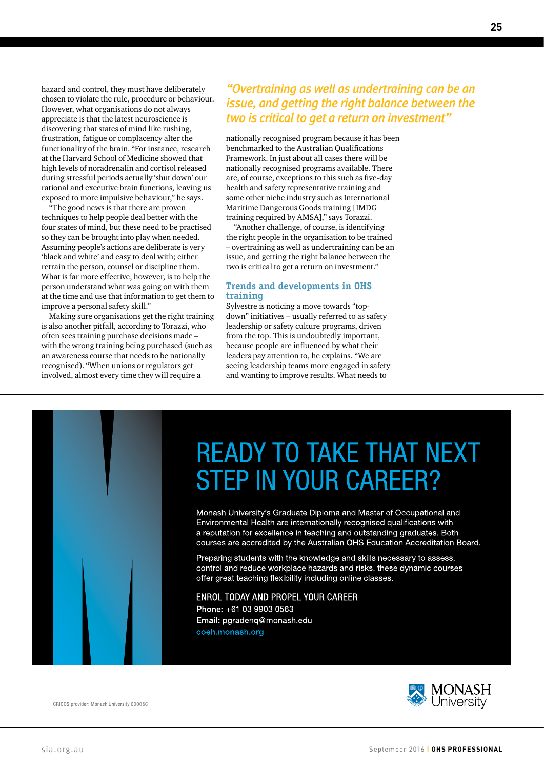hazard and control, they must have deliberately chosen to violate the rule, procedure or behaviour. However, what organisations do not always appreciate is that the latest neuroscience is discovering that states of mind like rushing, frustration, fatigue or complacency alter the functionality of the brain. "For instance, research at the Harvard School of Medicine showed that high levels of noradrenalin and cortisol released during stressful periods actually 'shut down' our rational and executive brain functions, leaving us exposed to more impulsive behaviour," he says.

"The good news is that there are proven techniques to help people deal better with the four states of mind, but these need to be practised so they can be brought into play when needed. Assuming people's actions are deliberate is very 'black and white' and easy to deal with; either retrain the person, counsel or discipline them. What is far more effective, however, is to help the person understand what was going on with them at the time and use that information to get them to improve a personal safety skill."

Making sure organisations get the right training is also another pitfall, according to Torazzi, who often sees training purchase decisions made – with the wrong training being purchased (such as an awareness course that needs to be nationally recognised). "When unions or regulators get involved, almost every time they will require a nationally recognised program because it has been benchmarked to the Australian Qualifications Framework. In just about all cases there will be nationally recognised programs available. There are, of course, exceptions to this such as five-day health and safety representative training and some other niche industry such as International Maritime Dangerous Goods training [IMDG training required by AMSA]," says Torazzi.

*"Overtraining as well as undertraining can be an issue, and getting the right balance between the two is critical to get a return on investment"*

"Another challenge, of course, is identifying the right people in the organisation to be trained – overtraining as well as undertraining can be an issue, and getting the right balance between the two is critical to get a return on investment."

## Trends and developments in OHS training

Sylvestre is noticing a move towards "top-down" initiatives – usually referred to as safety leadership or safety culture programs, driven from the top. This is undoubtedly important, because people are influenced by what their leaders pay attention to, he explains. "We are seeing leadership teams more engaged in safety and wanting to improve results. What needs to

# READY TO TAKE THAT NEXT STEP IN YOUR CAREER?

Monash University's Graduate Diploma and Master of Occupational and Environmental Health are internationally recognised qualifications with a reputation for excellence in teaching and outstanding graduates. Both courses are accredited by the Australian OHS Education Accreditation Board.

Preparing students with the knowledge and skills necessary to assess, control and reduce workplace hazards and risks, these dynamic courses offer great teaching flexibility including online classes.

ENROL TODAY AND PROPEL YOUR CAREER

**Phone:** +61 03 9903 0563
**Email:** pgradenq@monash.edu
coeh.monash.org

CRICOS provider: Monash University 00008C

MONASH University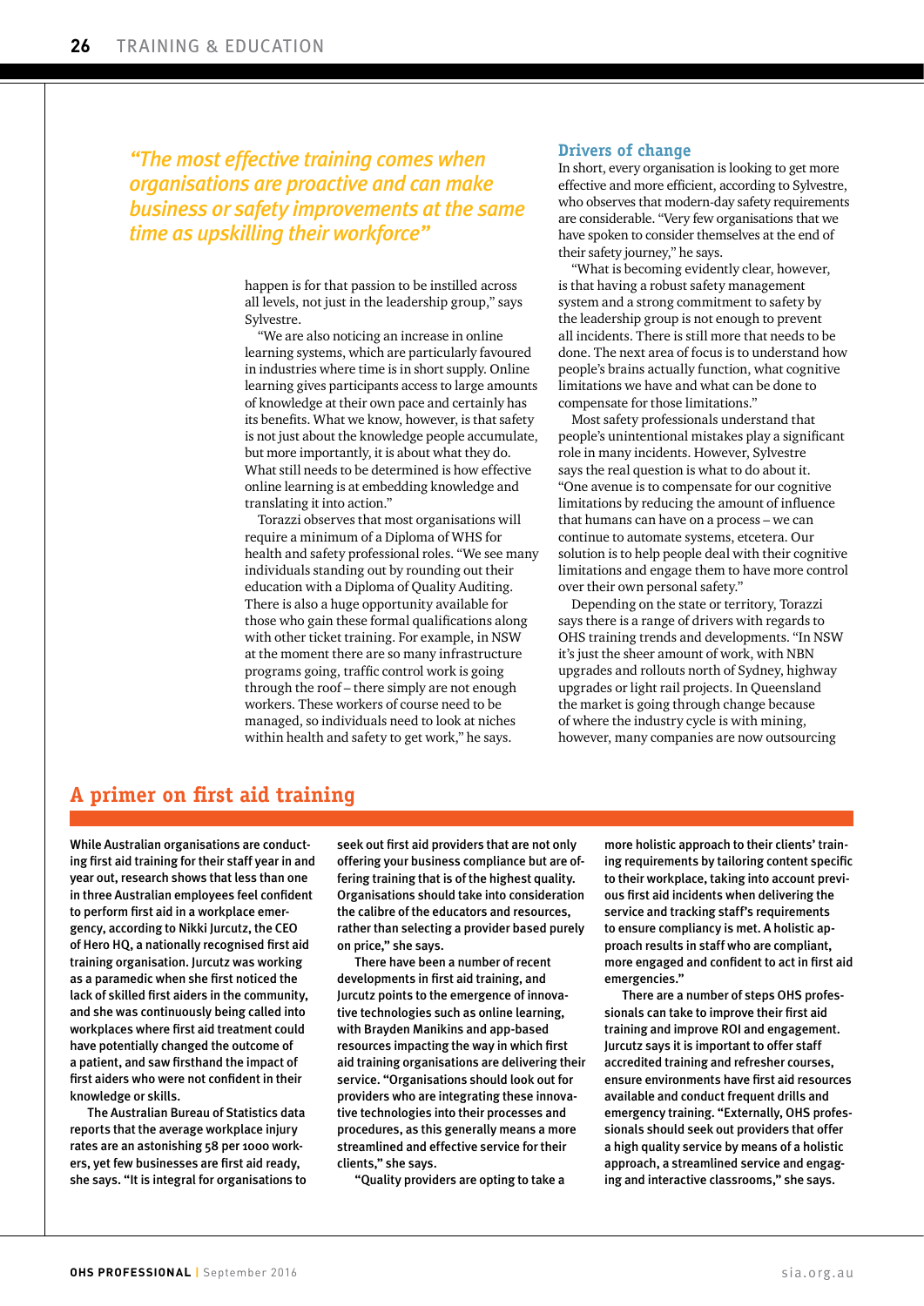*"The most effective training comes when organisations are proactive and can make business or safety improvements at the same time as upskilling their workforce"*

happen is for that passion to be instilled across all levels, not just in the leadership group," says Sylvestre.

"We are also noticing an increase in online learning systems, which are particularly favoured in industries where time is in short supply. Online learning gives participants access to large amounts of knowledge at their own pace and certainly has its benefits. What we know, however, is that safety is not just about the knowledge people accumulate, but more importantly, it is about what they do. What still needs to be determined is how effective online learning is at embedding knowledge and translating it into action."

Torazzi observes that most organisations will require a minimum of a Diploma of WHS for health and safety professional roles. "We see many individuals standing out by rounding out their education with a Diploma of Quality Auditing. There is also a huge opportunity available for those who gain these formal qualifications along with other ticket training. For example, in NSW at the moment there are so many infrastructure programs going, traffic control work is going through the roof – there simply are not enough workers. These workers of course need to be managed, so individuals need to look at niches within health and safety to get work," he says.

### Drivers of change

In short, every organisation is looking to get more effective and more efficient, according to Sylvestre, who observes that modern-day safety requirements are considerable. "Very few organisations that we have spoken to consider themselves at the end of their safety journey," he says.

"What is becoming evidently clear, however, is that having a robust safety management system and a strong commitment to safety by the leadership group is not enough to prevent all incidents. There is still more that needs to be done. The next area of focus is to understand how people's brains actually function, what cognitive limitations we have and what can be done to compensate for those limitations."

Most safety professionals understand that people's unintentional mistakes play a significant role in many incidents. However, Sylvestre says the real question is what to do about it. "One avenue is to compensate for our cognitive limitations by reducing the amount of influence that humans can have on a process – we can continue to automate systems, etcetera. Our solution is to help people deal with their cognitive limitations and engage them to have more control over their own personal safety."

Depending on the state or territory, Torazzi says there is a range of drivers with regards to OHS training trends and developments. "In NSW it's just the sheer amount of work, with NBN upgrades and rollouts north of Sydney, highway upgrades or light rail projects. In Queensland the market is going through change because of where the industry cycle is with mining, however, many companies are now outsourcing

## A primer on first aid training

**While Australian organisations are conducting first aid training for their staff year in and year out, research shows that less than one in three Australian employees feel confident to perform first aid in a workplace emergency, according to Nikki Jurcutz, the CEO of Hero HQ, a nationally recognised first aid training organisation. Jurcutz was working as a paramedic when she first noticed the lack of skilled first aiders in the community, and she was continuously being called into workplaces where first aid treatment could have potentially changed the outcome of a patient, and saw firsthand the impact of first aiders who were not confident in their knowledge or skills.**

**The Australian Bureau of Statistics data reports that the average workplace injury rates are an astonishing 58 per 1000 workers, yet few businesses are first aid ready, she says. "It is integral for organisations to seek out first aid providers that are not only offering your business compliance but are offering training that is of the highest quality. Organisations should take into consideration the calibre of the educators and resources, rather than selecting a provider based purely on price," she says.**

**There have been a number of recent developments in first aid training, and Jurcutz points to the emergence of innovative technologies such as online learning, with Brayden Manikins and app-based resources impacting the way in which first aid training organisations are delivering their service. "Organisations should look out for providers who are integrating these innovative technologies into their processes and procedures, as this generally means a more streamlined and effective service for their clients," she says.**

**"Quality providers are opting to take a more holistic approach to their clients' training requirements by tailoring content specific to their workplace, taking into account previous first aid incidents when delivering the service and tracking staff's requirements to ensure compliancy is met. A holistic approach results in staff who are compliant, more engaged and confident to act in first aid emergencies."**

**There are a number of steps OHS professionals can take to improve their first aid training and improve ROI and engagement. Jurcutz says it is important to offer staff accredited training and refresher courses, ensure environments have first aid resources available and conduct frequent drills and emergency training. "Externally, OHS professionals should seek out providers that offer a high quality service by means of a holistic approach, a streamlined service and engaging and interactive classrooms," she says.**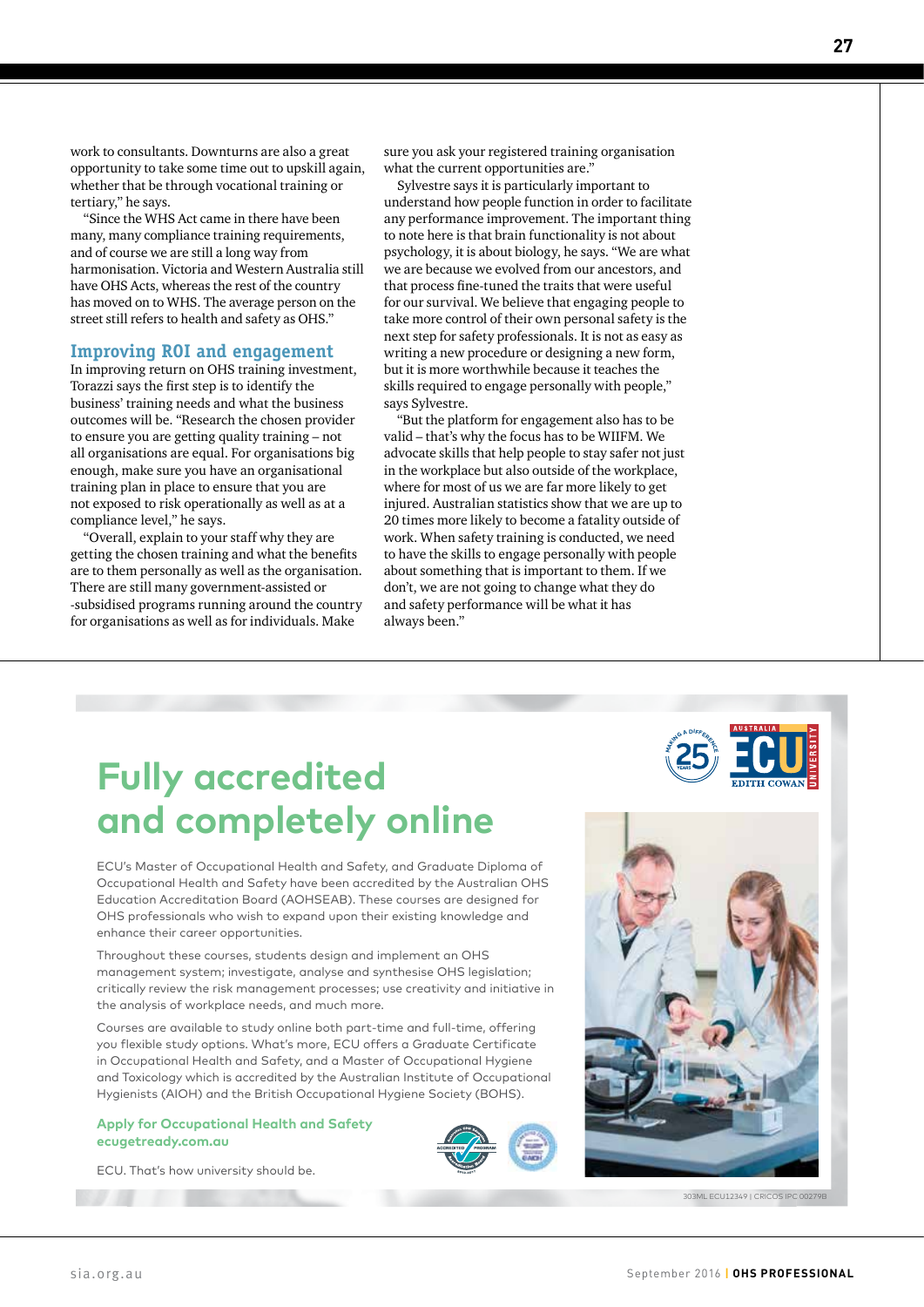work to consultants. Downturns are also a great opportunity to take some time out to upskill again, whether that be through vocational training or tertiary," he says.

"Since the WHS Act came in there have been many, many compliance training requirements, and of course we are still a long way from harmonisation. Victoria and Western Australia still have OHS Acts, whereas the rest of the country has moved on to WHS. The average person on the street still refers to health and safety as OHS."

## Improving ROI and engagement

In improving return on OHS training investment, Torazzi says the first step is to identify the business' training needs and what the business outcomes will be. "Research the chosen provider to ensure you are getting quality training – not all organisations are equal. For organisations big enough, make sure you have an organisational training plan in place to ensure that you are not exposed to risk operationally as well as at a compliance level," he says.

"Overall, explain to your staff why they are getting the chosen training and what the benefits are to them personally as well as the organisation. There are still many government-assisted or -subsidised programs running around the country for organisations as well as for individuals. Make sure you ask your registered training organisation what the current opportunities are."

Sylvestre says it is particularly important to understand how people function in order to facilitate any performance improvement. The important thing to note here is that brain functionality is not about psychology, it is about biology, he says. "We are what we are because we evolved from our ancestors, and that process fine-tuned the traits that were useful for our survival. We believe that engaging people to take more control of their own personal safety is the next step for safety professionals. It is not as easy as writing a new procedure or designing a new form, but it is more worthwhile because it teaches the skills required to engage personally with people," says Sylvestre.

"But the platform for engagement also has to be valid – that's why the focus has to be WIIFM. We advocate skills that help people to stay safer not just in the workplace but also outside of the workplace, where for most of us we are far more likely to get injured. Australian statistics show that we are up to 20 times more likely to become a fatality outside of work. When safety training is conducted, we need to have the skills to engage personally with people about something that is important to them. If we don't, we are not going to change what they do and safety performance will be what it has always been."

# Fully accredited and completely online

ECU's Master of Occupational Health and Safety, and Graduate Diploma of Occupational Health and Safety have been accredited by the Australian OHS Education Accreditation Board (AOHSEAB). These courses are designed for OHS professionals who wish to expand upon their existing knowledge and enhance their career opportunities.

Throughout these courses, students design and implement an OHS management system; investigate, analyse and synthesise OHS legislation; critically review the risk management processes; use creativity and initiative in the analysis of workplace needs, and much more.

Courses are available to study online both part-time and full-time, offering you flexible study options. What's more, ECU offers a Graduate Certificate in Occupational Health and Safety, and a Master of Occupational Hygiene and Toxicology which is accredited by the Australian Institute of Occupational Hygienists (AIOH) and the British Occupational Hygiene Society (BOHS).

**Apply for Occupational Health and Safety**
**ecugetready.com.au**

ECU. That's how university should be.

303ML ECU12349 | CRICOS IPC 00279B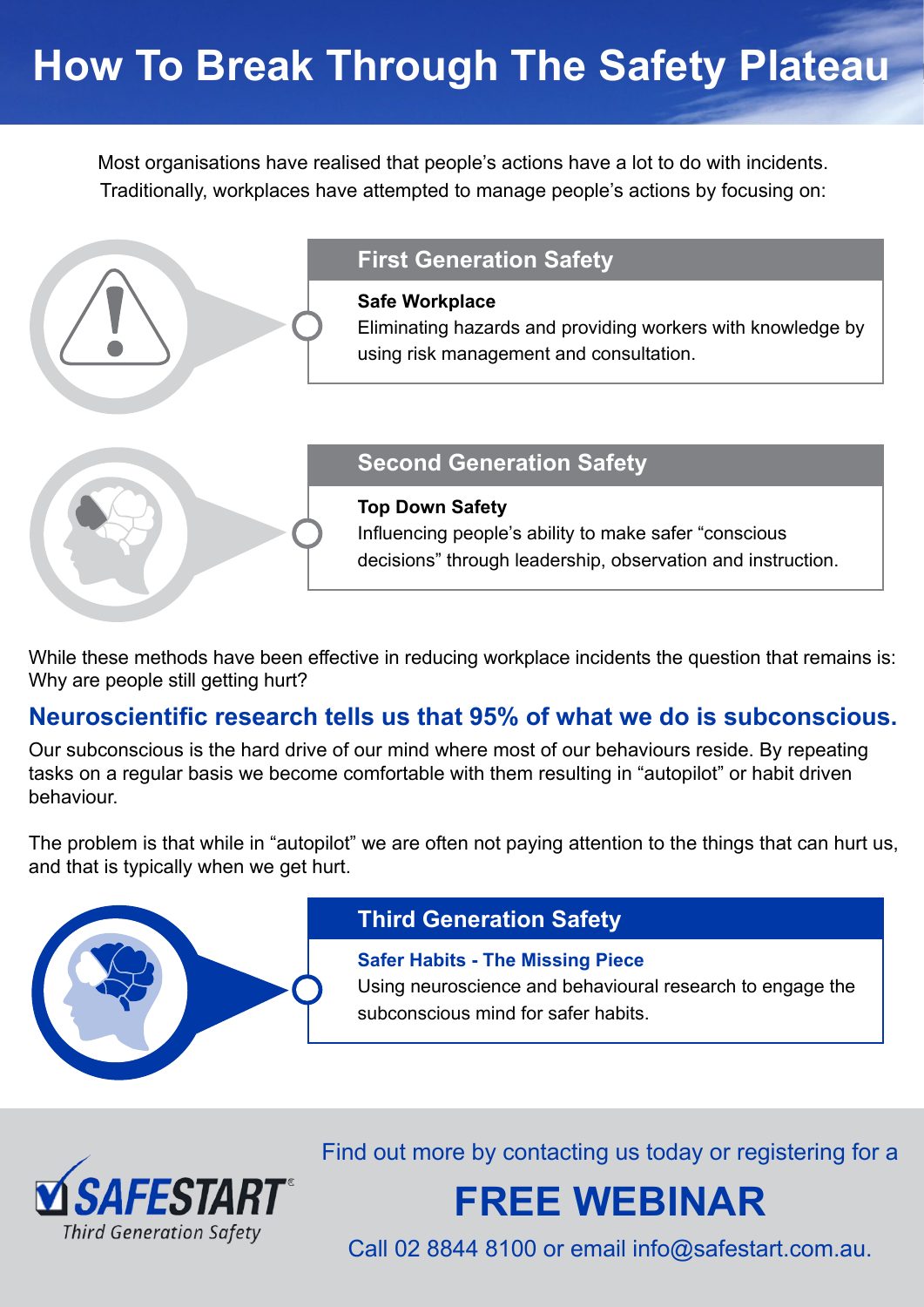# How To Break Through The Safety Plateau

Most organisations have realised that people's actions have a lot to do with incidents. Traditionally, workplaces have attempted to manage people's actions by focusing on:

## First Generation Safety

**Safe Workplace**

Eliminating hazards and providing workers with knowledge by using risk management and consultation.

## Second Generation Safety

**Top Down Safety**

Influencing people's ability to make safer "conscious decisions" through leadership, observation and instruction.

While these methods have been effective in reducing workplace incidents the question that remains is: Why are people still getting hurt?

## Neuroscientific research tells us that 95% of what we do is subconscious.

Our subconscious is the hard drive of our mind where most of our behaviours reside. By repeating tasks on a regular basis we become comfortable with them resulting in "autopilot" or habit driven behaviour.

The problem is that while in "autopilot" we are often not paying attention to the things that can hurt us, and that is typically when we get hurt.

## Third Generation Safety

**Safer Habits - The Missing Piece**

Using neuroscience and behavioural research to engage the subconscious mind for safer habits.

SAFESTART®

*Third Generation Safety*

Find out more by contacting us today or registering for a

**FREE WEBINAR**

Call 02 8844 8100 or email info@safestart.com.au.